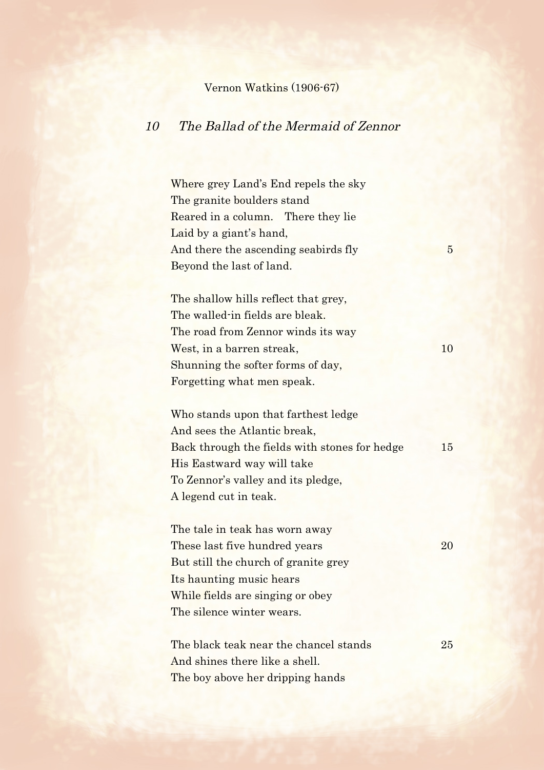Vernon Watkins (1906-67)

## *10 The Ballad of the Mermaid of Zennor*

Where grey Land's End repels the sky
The granite boulders stand
Reared in a column. There they lie
Laid by a giant's hand,
And there the ascending seabirds fly 5
Beyond the last of land.

The shallow hills reflect that grey,
The walled-in fields are bleak.
The road from Zennor winds its way
West, in a barren streak, 10
Shunning the softer forms of day,
Forgetting what men speak.

Who stands upon that farthest ledge
And sees the Atlantic break,
Back through the fields with stones for hedge 15
His Eastward way will take
To Zennor's valley and its pledge,
A legend cut in teak.

The tale in teak has worn away
These last five hundred years 20
But still the church of granite grey
Its haunting music hears
While fields are singing or obey
The silence winter wears.

The black teak near the chancel stands 25
And shines there like a shell.
The boy above her dripping hands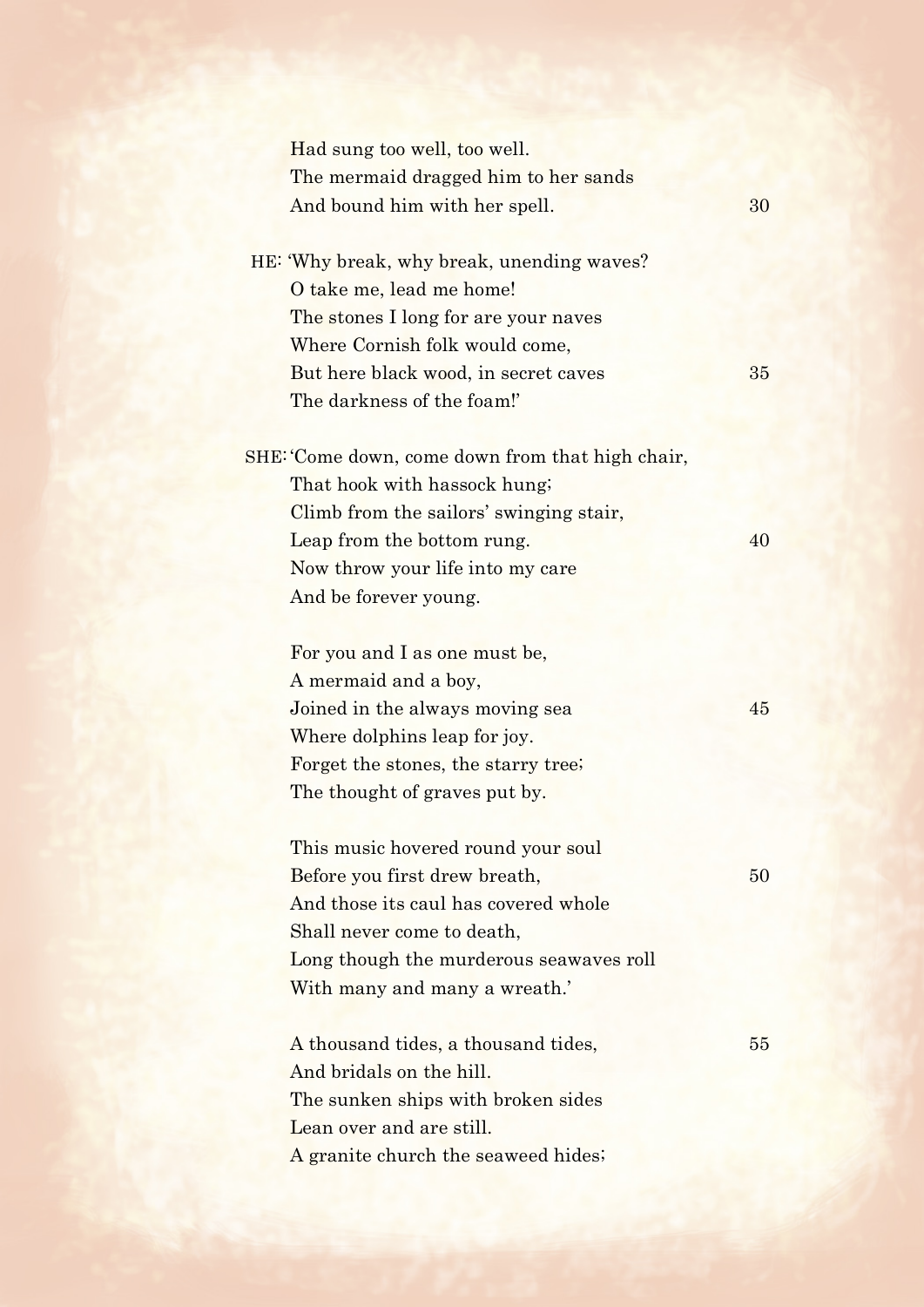Had sung too well, too well.  
The mermaid dragged him to her sands  
And bound him with her spell.

HE: 'Why break, why break, unending waves?  
O take me, lead me home!  
The stones I long for are your naves  
Where Cornish folk would come,  
But here black wood, in secret caves  
The darkness of the foam!'

SHE: 'Come down, come down from that high chair,  
That hook with hassock hung;  
Climb from the sailors' swinging stair,  
Leap from the bottom rung.  
Now throw your life into my care  
And be forever young.

For you and I as one must be,  
A mermaid and a boy,  
Joined in the always moving sea  
Where dolphins leap for joy.  
Forget the stones, the starry tree;  
The thought of graves put by.

This music hovered round your soul  
Before you first drew breath,  
And those its caul has covered whole  
Shall never come to death,  
Long though the murderous seawaves roll  
With many and many a wreath.'

A thousand tides, a thousand tides,  
And bridals on the hill.  
The sunken ships with broken sides  
Lean over and are still.  
A granite church the seaweed hides;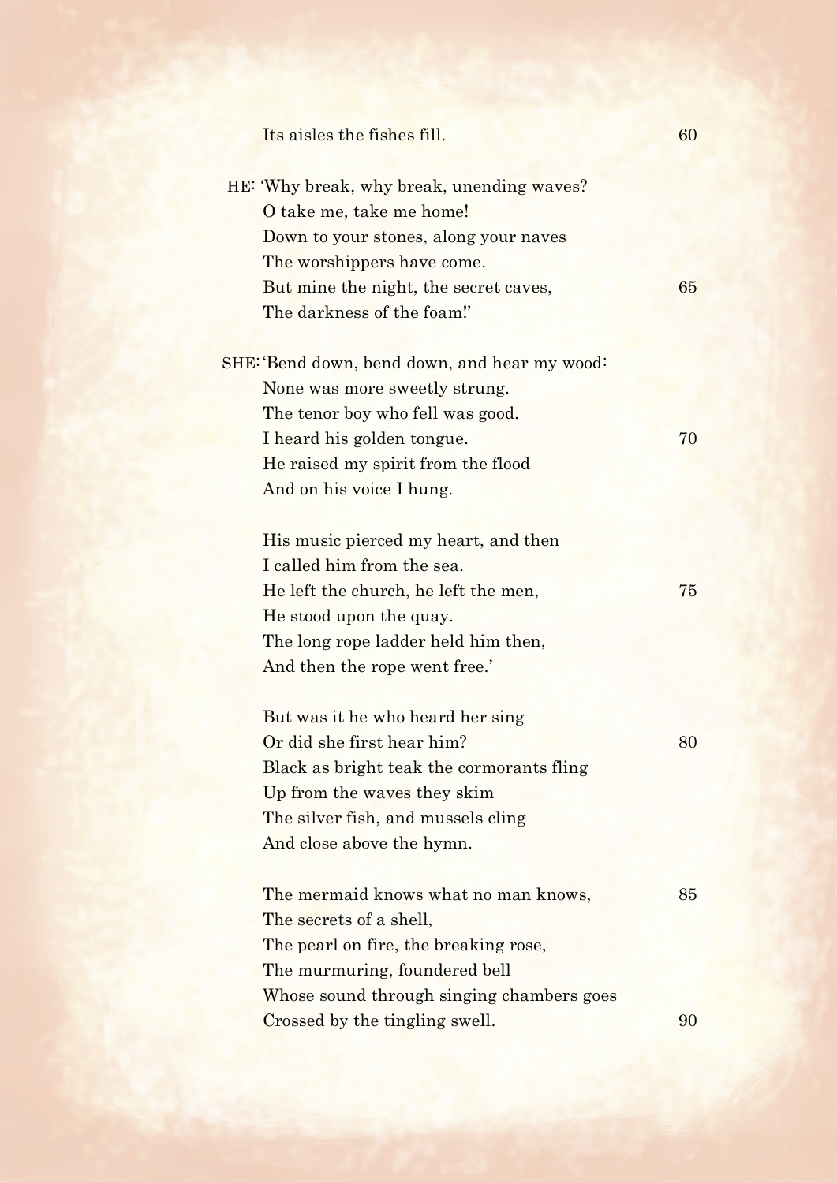Its aisles the fishes fill. 60

HE: 'Why break, why break, unending waves?  
O take me, take me home!  
Down to your stones, along your naves  
The worshippers have come.  
But mine the night, the secret caves, 65  
The darkness of the foam!'

SHE: 'Bend down, bend down, and hear my wood:  
None was more sweetly strung.  
The tenor boy who fell was good.  
I heard his golden tongue. 70  
He raised my spirit from the flood  
And on his voice I hung.

His music pierced my heart, and then  
I called him from the sea.  
He left the church, he left the men, 75  
He stood upon the quay.  
The long rope ladder held him then,  
And then the rope went free.'

But was it he who heard her sing  
Or did she first hear him? 80  
Black as bright teak the cormorants fling  
Up from the waves they skim  
The silver fish, and mussels cling  
And close above the hymn.

The mermaid knows what no man knows, 85  
The secrets of a shell,  
The pearl on fire, the breaking rose,  
The murmuring, foundered bell  
Whose sound through singing chambers goes  
Crossed by the tingling swell. 90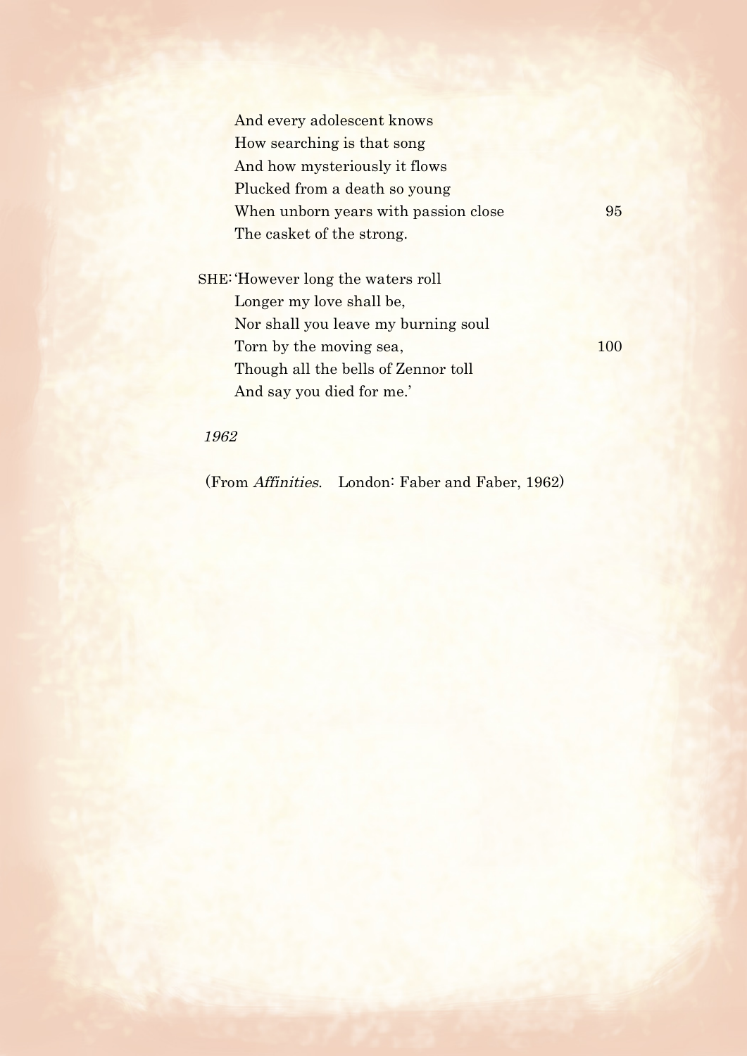And every adolescent knows
How searching is that song
And how mysteriously it flows
Plucked from a death so young
When unborn years with passion close 95
The casket of the strong.

SHE: 'However long the waters roll
Longer my love shall be,
Nor shall you leave my burning soul
Torn by the moving sea, 100
Though all the bells of Zennor toll
And say you died for me.'

*1962*

(From *Affinities*. London: Faber and Faber, 1962)